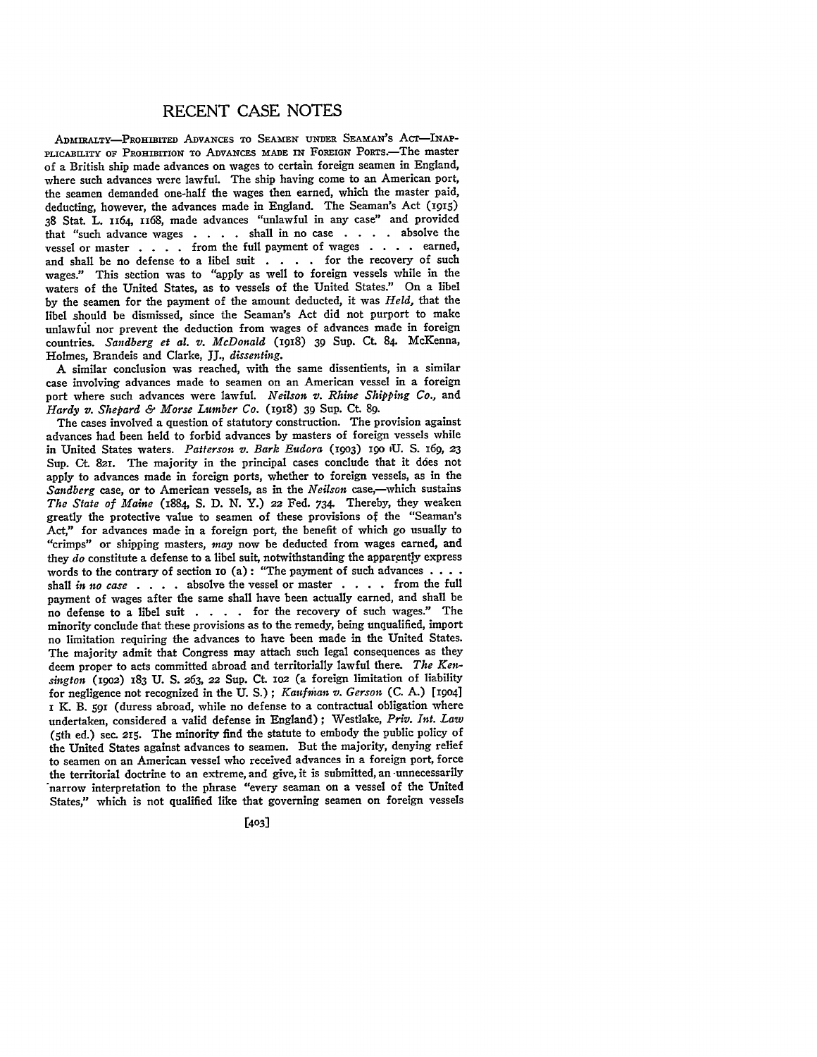# RECENT CASE NOTES

ADMIRALTY—PROHIBITED ADVANCES TO SEAMEN UNDER SEAMAN'S ACT—INAPPLICABILITY OF PROHIBITION TO ADVANCES MADE IN FOREIGN PORTS.—The master of a British ship made advances on wages to certain foreign seamen in England, where such advances were lawful. The ship having come to an American port, the seamen demanded one-half the wages then earned, which the master paid, deducting, however, the advances made in England. The Seaman's Act (1915) 38 Stat. L. 1164, 1168, made advances "unlawful in any case" and provided that "such advance wages . . . . shall in no case . . . . absolve the vessel or master . . . . from the full payment of wages . . . . earned, and shall be no defense to a libel suit . . . . for the recovery of such wages." This section was to "apply as well to foreign vessels while in the waters of the United States, as to vessels of the United States." On a libel by the seamen for the payment of the amount deducted, it was *Held*, that the libel should be dismissed, since the Seaman's Act did not purport to make unlawful nor prevent the deduction from wages of advances made in foreign countries. *Sandberg et al. v. McDonald* (1918) 39 Sup. Ct. 84. McKenna, Holmes, Brandeis and Clarke, JJ., *dissenting*.

A similar conclusion was reached, with the same dissentients, in a similar case involving advances made to seamen on an American vessel in a foreign port where such advances were lawful. *Neilson v. Rhine Shipping Co.*, and *Hardy v. Shepard & Morse Lumber Co.* (1918) 39 Sup. Ct. 89.

The cases involved a question of statutory construction. The provision against advances had been held to forbid advances by masters of foreign vessels while in United States waters. *Patterson v. Bark Eudora* (1903) 190 U. S. 169, 23 Sup. Ct. 821. The majority in the principal cases conclude that it does not apply to advances made in foreign ports, whether to foreign vessels, as in the *Sandberg* case, or to American vessels, as in the *Neilson* case,—which sustains *The State of Maine* (1884, S. D. N. Y.) 22 Fed. 734. Thereby, they weaken greatly the protective value to seamen of these provisions of the "Seaman's Act," for advances made in a foreign port, the benefit of which go usually to "crimps" or shipping masters, *may* now be deducted from wages earned, and they *do* constitute a defense to a libel suit, notwithstanding the apparently express words to the contrary of section 10 (a): "The payment of such advances . . . . shall *in no case* . . . . absolve the vessel or master . . . . from the full payment of wages after the same shall have been actually earned, and shall be no defense to a libel suit . . . . for the recovery of such wages." The minority conclude that these provisions as to the remedy, being unqualified, import no limitation requiring the advances to have been made in the United States. The majority admit that Congress may attach such legal consequences as they deem proper to acts committed abroad and territorially lawful there. *The Kensington* (1902) 183 U. S. 263, 22 Sup. Ct. 102 (a foreign limitation of liability for negligence not recognized in the U. S.); *Kaufman v. Gerson* (C. A.) [1904] 1 K. B. 591 (duress abroad, while no defense to a contractual obligation where undertaken, considered a valid defense in England); Westlake, *Priv. Int. Law* (5th ed.) sec. 215. The minority find the statute to embody the public policy of the United States against advances to seamen. But the majority, denying relief to seamen on an American vessel who received advances in a foreign port, force the territorial doctrine to an extreme, and give, it is submitted, an unnecessarily narrow interpretation to the phrase "every seaman on a vessel of the United States," which is not qualified like that governing seamen on foreign vessels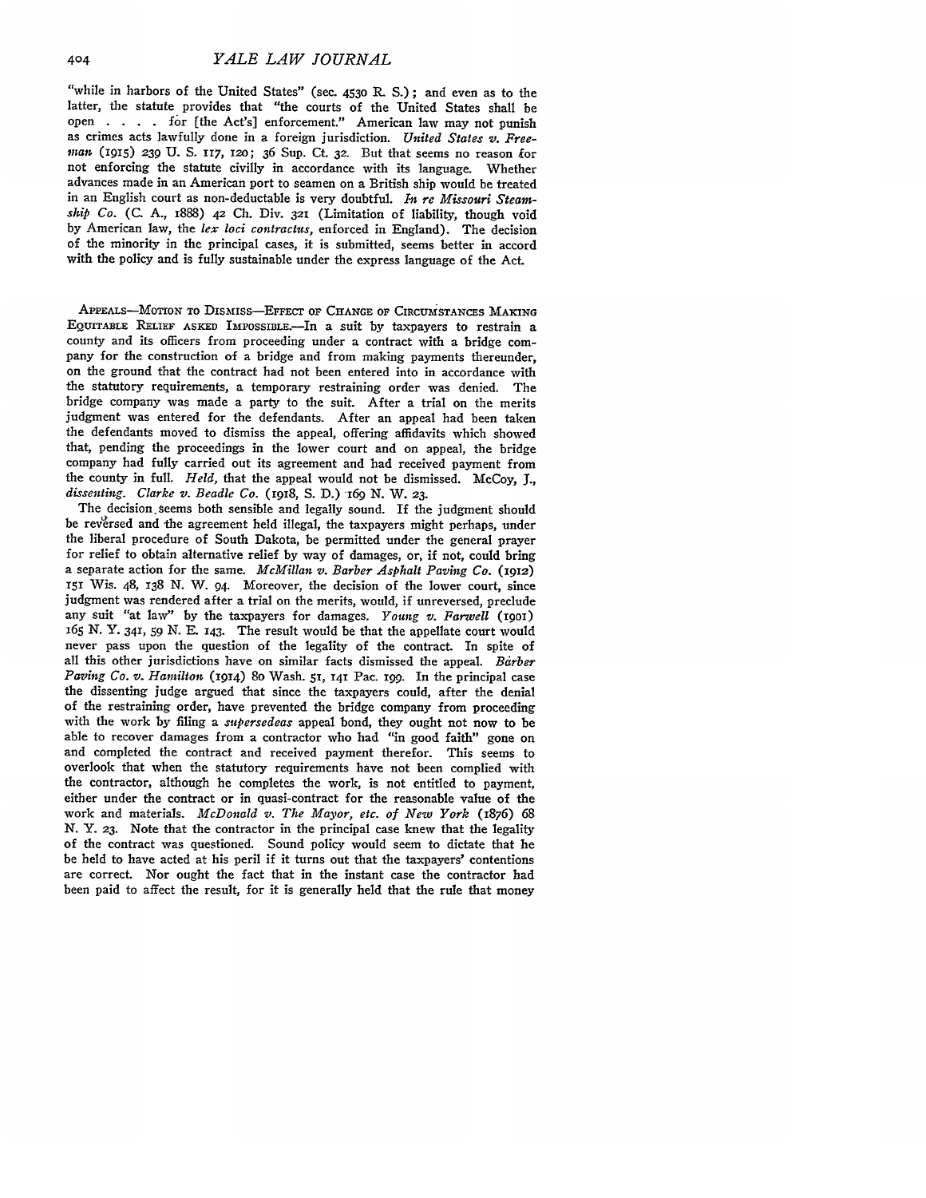"while in harbors of the United States" (sec. 4530 R. S.); and even as to the latter, the statute provides that "the courts of the United States shall be open . . . . for [the Act's] enforcement." American law may not punish as crimes acts lawfully done in a foreign jurisdiction. *United States v. Freeman* (1915) 239 U. S. 117, 120; 36 Sup. Ct. 32. But that seems no reason for not enforcing the statute civilly in accordance with its language. Whether advances made in an American port to seamen on a British ship would be treated in an English court as non-deductable is very doubtful. *In re Missouri Steamship Co.* (C. A., 1888) 42 Ch. Div. 321 (Limitation of liability, though void by American law, the *lex loci contractus*, enforced in England). The decision of the minority in the principal cases, it is submitted, seems better in accord with the policy and is fully sustainable under the express language of the Act.

APPEALS—MOTION TO DISMISS—EFFECT OF CHANGE OF CIRCUMSTANCES MAKING EQUITABLE RELIEF ASKED IMPOSSIBLE.—In a suit by taxpayers to restrain a county and its officers from proceeding under a contract with a bridge company for the construction of a bridge and from making payments thereunder, on the ground that the contract had not been entered into in accordance with the statutory requirements, a temporary restraining order was denied. The bridge company was made a party to the suit. After a trial on the merits judgment was entered for the defendants. After an appeal had been taken the defendants moved to dismiss the appeal, offering affidavits which showed that, pending the proceedings in the lower court and on appeal, the bridge company had fully carried out its agreement and had received payment from the county in full. *Held*, that the appeal would not be dismissed. McCoy, J., *dissenting*. *Clarke v. Beadle Co.* (1918, S. D.) 169 N. W. 23.

The decision seems both sensible and legally sound. If the judgment should be reversed and the agreement held illegal, the taxpayers might perhaps, under the liberal procedure of South Dakota, be permitted under the general prayer for relief to obtain alternative relief by way of damages, or, if not, could bring a separate action for the same. *McMillan v. Barber Asphalt Paving Co.* (1912) 151 Wis. 48, 138 N. W. 94. Moreover, the decision of the lower court, since judgment was rendered after a trial on the merits, would, if unreversed, preclude any suit "at law" by the taxpayers for damages. *Young v. Farwell* (1901) 165 N. Y. 341, 59 N. E. 143. The result would be that the appellate court would never pass upon the question of the legality of the contract. In spite of all this other jurisdictions have on similar facts dismissed the appeal. *Barber Paving Co. v. Hamilton* (1914) 80 Wash. 51, 141 Pac. 199. In the principal case the dissenting judge argued that since the taxpayers could, after the denial of the restraining order, have prevented the bridge company from proceeding with the work by filing a *supersedeas* appeal bond, they ought not now to be able to recover damages from a contractor who had "in good faith" gone on and completed the contract and received payment therefor. This seems to overlook that when the statutory requirements have not been complied with the contractor, although he completes the work, is not entitled to payment, either under the contract or in quasi-contract for the reasonable value of the work and materials. *McDonald v. The Mayor, etc. of New York* (1876) 68 N. Y. 23. Note that the contractor in the principal case knew that the legality of the contract was questioned. Sound policy would seem to dictate that he be held to have acted at his peril if it turns out that the taxpayers' contentions are correct. Nor ought the fact that in the instant case the contractor had been paid to affect the result, for it is generally held that the rule that money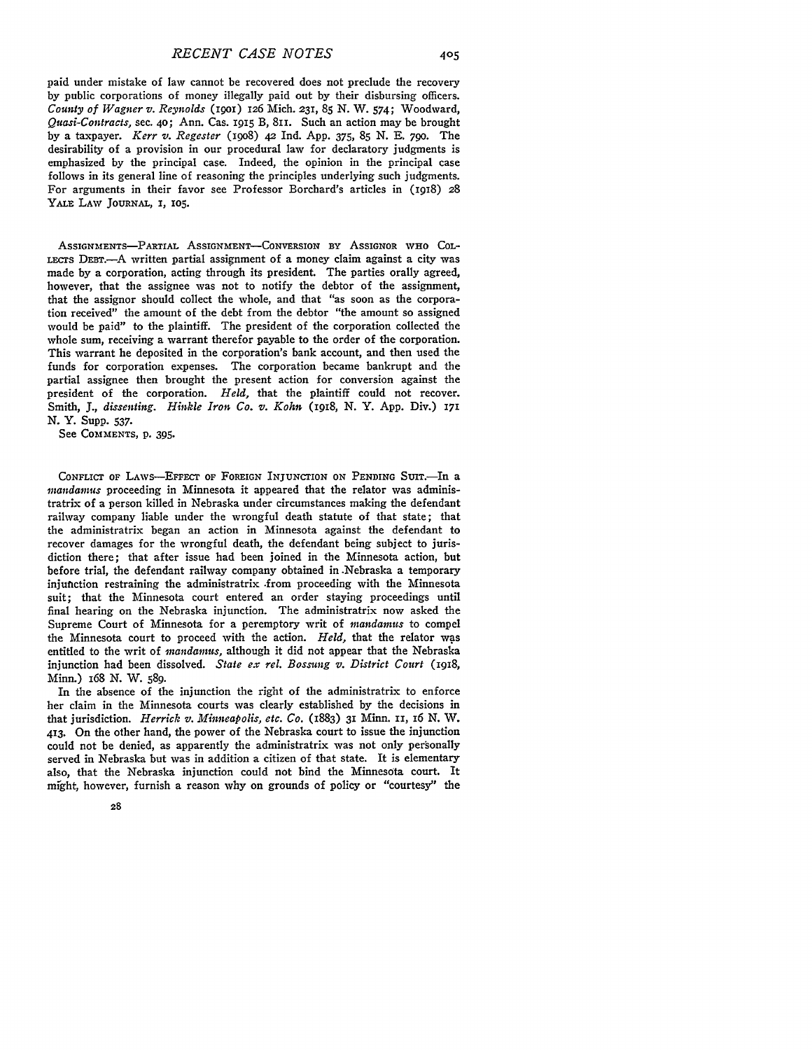paid under mistake of law cannot be recovered does not preclude the recovery by public corporations of money illegally paid out by their disbursing officers. *County of Wagner v. Reynolds* (1901) 126 Mich. 231, 85 N. W. 574; Woodward, *Quasi-Contracts*, sec. 40; Ann. Cas. 1915 B, 811. Such an action may be brought by a taxpayer. *Kerr v. Regester* (1908) 42 Ind. App. 375, 85 N. E. 790. The desirability of a provision in our procedural law for declaratory judgments is emphasized by the principal case. Indeed, the opinion in the principal case follows in its general line of reasoning the principles underlying such judgments. For arguments in their favor see Professor Borchard's articles in (1918) 28 YALE LAW JOURNAL, 1, 105.

ASSIGNMENTS—PARTIAL ASSIGNMENT—CONVERSION BY ASSIGNOR WHO COLLECTS DEBT.—A written partial assignment of a money claim against a city was made by a corporation, acting through its president. The parties orally agreed, however, that the assignee was not to notify the debtor of the assignment, that the assignor should collect the whole, and that "as soon as the corporation received" the amount of the debt from the debtor "the amount so assigned would be paid" to the plaintiff. The president of the corporation collected the whole sum, receiving a warrant therefor payable to the order of the corporation. This warrant he deposited in the corporation's bank account, and then used the funds for corporation expenses. The corporation became bankrupt and the partial assignee then brought the present action for conversion against the president of the corporation. *Held*, that the plaintiff could not recover. Smith, J., *dissenting*. *Hinkle Iron Co. v. Kohn* (1918, N. Y. App. Div.) 171 N. Y. Supp. 537.

See COMMENTS, p. 395.

CONFLICT OF LAWS—EFFECT OF FOREIGN INJUNCTION ON PENDING SUIT.—In a *mandamus* proceeding in Minnesota it appeared that the relator was administratrix of a person killed in Nebraska under circumstances making the defendant railway company liable under the wrongful death statute of that state; that the administratrix began an action in Minnesota against the defendant to recover damages for the wrongful death, the defendant being subject to jurisdiction there; that after issue had been joined in the Minnesota action, but before trial, the defendant railway company obtained in Nebraska a temporary injunction restraining the administratrix from proceeding with the Minnesota suit; that the Minnesota court entered an order staying proceedings until final hearing on the Nebraska injunction. The administratrix now asked the Supreme Court of Minnesota for a peremptory writ of *mandamus* to compel the Minnesota court to proceed with the action. *Held*, that the relator was entitled to the writ of *mandamus*, although it did not appear that the Nebraska injunction had been dissolved. *State ex rel. Bossung v. District Court* (1918, Minn.) 168 N. W. 589.

In the absence of the injunction the right of the administratrix to enforce her claim in the Minnesota courts was clearly established by the decisions in that jurisdiction. *Herrick v. Minneapolis, etc. Co.* (1883) 31 Minn. 11, 16 N. W. 413. On the other hand, the power of the Nebraska court to issue the injunction could not be denied, as apparently the administratrix was not only personally served in Nebraska but was in addition a citizen of that state. It is elementary also, that the Nebraska injunction could not bind the Minnesota court. It might, however, furnish a reason why on grounds of policy or "courtesy" the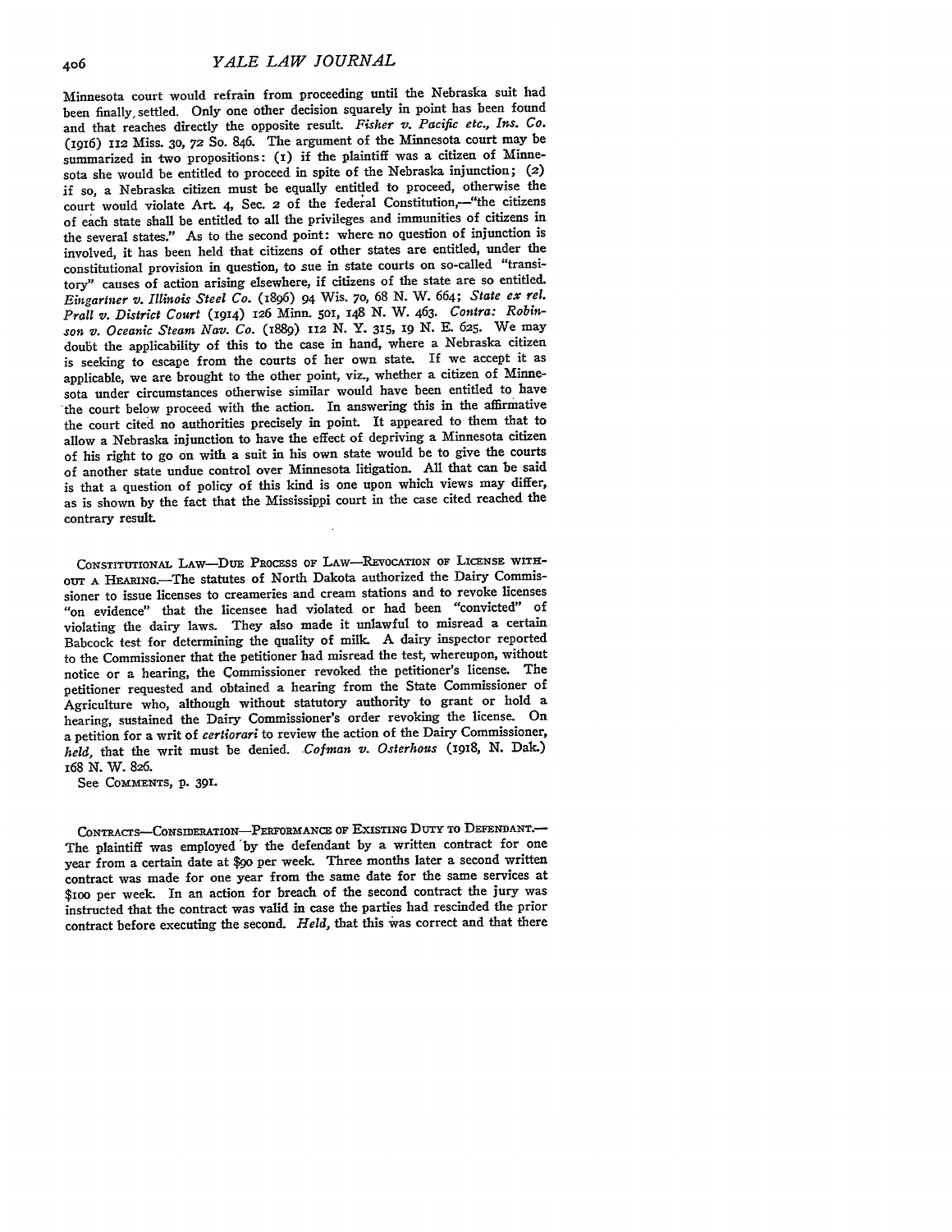Minnesota court would refrain from proceeding until the Nebraska suit had been finally settled. Only one other decision squarely in point has been found and that reaches directly the opposite result. *Fisher v. Pacific etc., Ins. Co.* (1916) 112 Miss. 30, 72 So. 846. The argument of the Minnesota court may be summarized in two propositions: (1) if the plaintiff was a citizen of Minnesota she would be entitled to proceed in spite of the Nebraska injunction; (2) if so, a Nebraska citizen must be equally entitled to proceed, otherwise the court would violate Art. 4, Sec. 2 of the federal Constitution,—"the citizens of each state shall be entitled to all the privileges and immunities of citizens in the several states." As to the second point: where no question of injunction is involved, it has been held that citizens of other states are entitled, under the constitutional provision in question, to sue in state courts on so-called "transitory" causes of action arising elsewhere, if citizens of the state are so entitled. *Eingartner v. Illinois Steel Co.* (1896) 94 Wis. 70, 68 N. W. 664; *State ex rel. Prall v. District Court* (1914) 126 Minn. 501, 148 N. W. 463. *Contra: Robinson v. Oceanic Steam Nav. Co.* (1889) 112 N. Y. 315, 19 N. E. 625. We may doubt the applicability of this to the case in hand, where a Nebraska citizen is seeking to escape from the courts of her own state. If we accept it as applicable, we are brought to the other point, viz., whether a citizen of Minnesota under circumstances otherwise similar would have been entitled to have the court below proceed with the action. In answering this in the affirmative the court cited no authorities precisely in point. It appeared to them that to allow a Nebraska injunction to have the effect of depriving a Minnesota citizen of his right to go on with a suit in his own state would be to give the courts of another state undue control over Minnesota litigation. All that can be said is that a question of policy of this kind is one upon which views may differ, as is shown by the fact that the Mississippi court in the case cited reached the contrary result.

Constitutional Law—Due Process of Law—Revocation of License without a Hearing.—The statutes of North Dakota authorized the Dairy Commissioner to issue licenses to creameries and cream stations and to revoke licenses "on evidence" that the licensee had violated or had been "convicted" of violating the dairy laws. They also made it unlawful to misread a certain Babcock test for determining the quality of milk. A dairy inspector reported to the Commissioner that the petitioner had misread the test, whereupon, without notice or a hearing, the Commissioner revoked the petitioner's license. The petitioner requested and obtained a hearing from the State Commissioner of Agriculture who, although without statutory authority to grant or hold a hearing, sustained the Dairy Commissioner's order revoking the license. On a petition for a writ of *certiorari* to review the action of the Dairy Commissioner, *held*, that the writ must be denied. *Cofman v. Osterhous* (1918, N. Dak.) 168 N. W. 826.

See Comments, p. 391.

Contracts—Consideration—Performance of Existing Duty to Defendant.—The plaintiff was employed by the defendant by a written contract for one year from a certain date at $90 per week. Three months later a second written contract was made for one year from the same date for the same services at $100 per week. In an action for breach of the second contract the jury was instructed that the contract was valid in case the parties had rescinded the prior contract before executing the second. *Held*, that this was correct and that there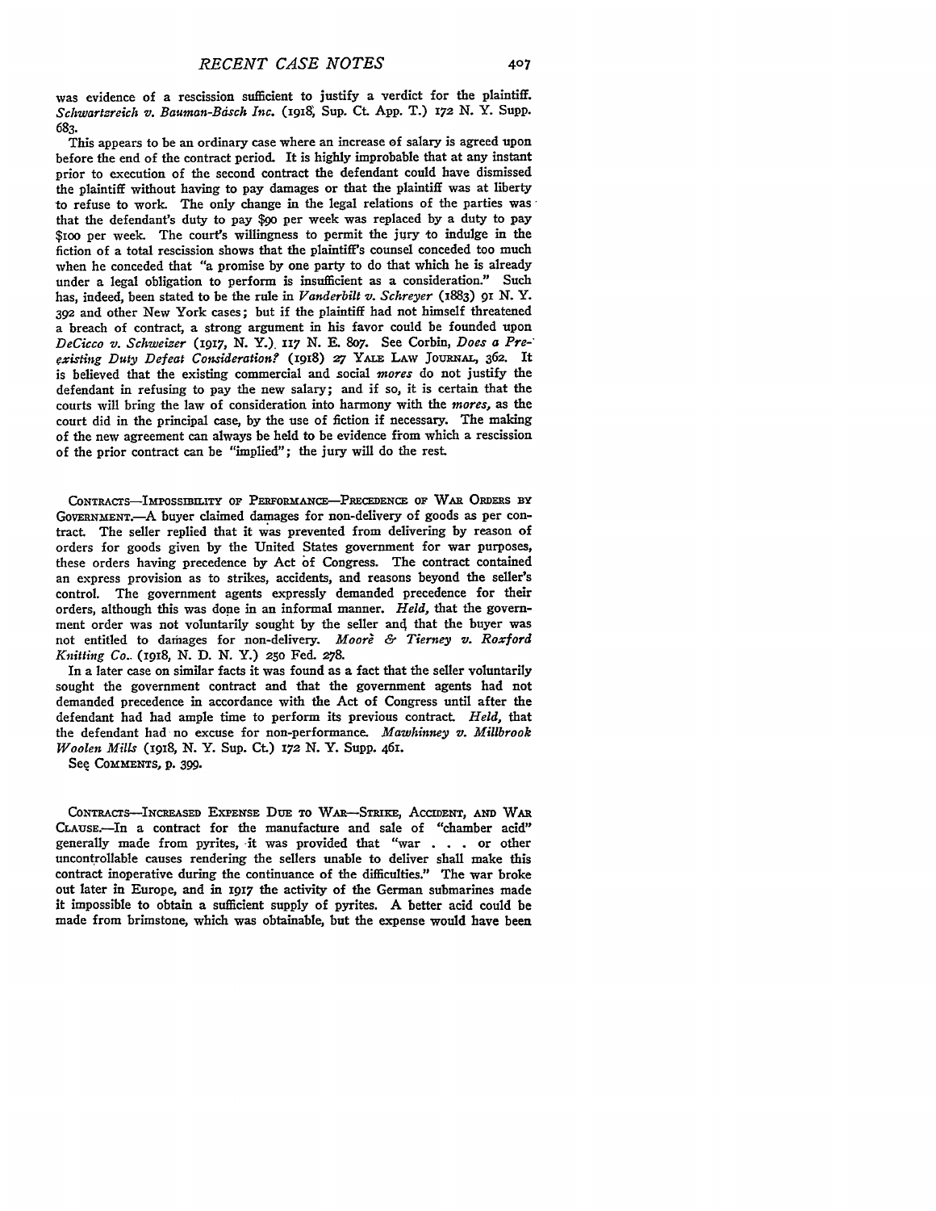was evidence of a rescission sufficient to justify a verdict for the plaintiff. *Schwartzreich v. Bauman-Basch Inc.* (1918, Sup. Ct. App. T.) 172 N. Y. Supp. 683.

This appears to be an ordinary case where an increase of salary is agreed upon before the end of the contract period. It is highly improbable that at any instant prior to execution of the second contract the defendant could have dismissed the plaintiff without having to pay damages or that the plaintiff was at liberty to refuse to work. The only change in the legal relations of the parties was that the defendant's duty to pay $90 per week was replaced by a duty to pay $100 per week. The court's willingness to permit the jury to indulge in the fiction of a total rescission shows that the plaintiff's counsel conceded too much when he conceded that "a promise by one party to do that which he is already under a legal obligation to perform is insufficient as a consideration." Such has, indeed, been stated to be the rule in *Vanderbilt v. Schreyer* (1883) 91 N. Y. 392 and other New York cases; but if the plaintiff had not himself threatened a breach of contract, a strong argument in his favor could be founded upon *DeCicco v. Schweizer* (1917, N. Y.) 117 N. E. 807. See Corbin, *Does a Pre-existing Duty Defeat Consideration?* (1918) 27 YALE LAW JOURNAL, 362. It is believed that the existing commercial and social *mores* do not justify the defendant in refusing to pay the new salary; and if so, it is certain that the courts will bring the law of consideration into harmony with the *mores*, as the court did in the principal case, by the use of fiction if necessary. The making of the new agreement can always be held to be evidence from which a rescission of the prior contract can be "implied"; the jury will do the rest.

CONTRACTS—IMPOSSIBILITY OF PERFORMANCE—PRECEDENCE OF WAR ORDERS BY GOVERNMENT.—A buyer claimed damages for non-delivery of goods as per contract. The seller replied that it was prevented from delivering by reason of orders for goods given by the United States government for war purposes, these orders having precedence by Act of Congress. The contract contained an express provision as to strikes, accidents, and reasons beyond the seller's control. The government agents expressly demanded precedence for their orders, although this was done in an informal manner. *Held,* that the government order was not voluntarily sought by the seller and that the buyer was not entitled to damages for non-delivery. *Moore & Tierney v. Roxford Knitting Co.* (1918, N. D. N. Y.) 250 Fed. 278.

In a later case on similar facts it was found as a fact that the seller voluntarily sought the government contract and that the government agents had not demanded precedence in accordance with the Act of Congress until after the defendant had had ample time to perform its previous contract. *Held,* that the defendant had no excuse for non-performance. *Mawhinney v. Millbrook Woolen Mills* (1918, N. Y. Sup. Ct.) 172 N. Y. Supp. 461.

See COMMENTS, p. 399.

CONTRACTS—INCREASED EXPENSE DUE TO WAR—STRIKE, ACCIDENT, AND WAR CLAUSE.—In a contract for the manufacture and sale of "chamber acid" generally made from pyrites, it was provided that "war . . . or other uncontrollable causes rendering the sellers unable to deliver shall make this contract inoperative during the continuance of the difficulties." The war broke out later in Europe, and in 1917 the activity of the German submarines made it impossible to obtain a sufficient supply of pyrites. A better acid could be made from brimstone, which was obtainable, but the expense would have been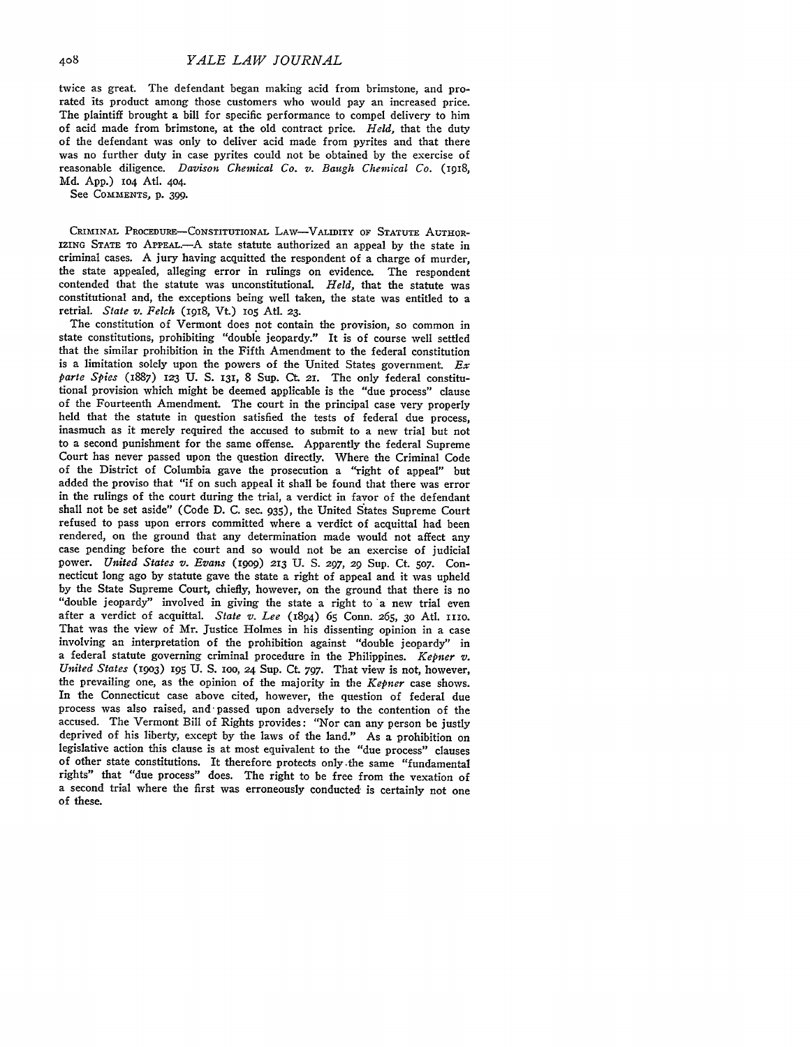twice as great. The defendant began making acid from brimstone, and prorated its product among those customers who would pay an increased price. The plaintiff brought a bill for specific performance to compel delivery to him of acid made from brimstone, at the old contract price. *Held,* that the duty of the defendant was only to deliver acid made from pyrites and that there was no further duty in case pyrites could not be obtained by the exercise of reasonable diligence. *Davison Chemical Co. v. Baugh Chemical Co.* (1918, Md. App.) 104 Atl. 404.

See COMMENTS, p. 399.

CRIMINAL PROCEDURE—CONSTITUTIONAL LAW—VALIDITY OF STATUTE AUTHORIZING STATE TO APPEAL.—A state statute authorized an appeal by the state in criminal cases. A jury having acquitted the respondent of a charge of murder, the state appealed, alleging error in rulings on evidence. The respondent contended that the statute was unconstitutional. *Held,* that the statute was constitutional and, the exceptions being well taken, the state was entitled to a retrial. *State v. Felch* (1918, Vt.) 105 Atl. 23.

The constitution of Vermont does not contain the provision, so common in state constitutions, prohibiting "double jeopardy." It is of course well settled that the similar prohibition in the Fifth Amendment to the federal constitution is a limitation solely upon the powers of the United States government. *Ex parte Spies* (1887) 123 U. S. 131, 8 Sup. Ct. 21. The only federal constitutional provision which might be deemed applicable is the "due process" clause of the Fourteenth Amendment. The court in the principal case very properly held that the statute in question satisfied the tests of federal due process, inasmuch as it merely required the accused to submit to a new trial but not to a second punishment for the same offense. Apparently the federal Supreme Court has never passed upon the question directly. Where the Criminal Code of the District of Columbia gave the prosecution a "right of appeal" but added the proviso that "if on such appeal it shall be found that there was error in the rulings of the court during the trial, a verdict in favor of the defendant shall not be set aside" (Code D. C. sec. 935), the United States Supreme Court refused to pass upon errors committed where a verdict of acquittal had been rendered, on the ground that any determination made would not affect any case pending before the court and so would not be an exercise of judicial power. *United States v. Evans* (1909) 213 U. S. 297, 29 Sup. Ct. 507. Connecticut long ago by statute gave the state a right of appeal and it was upheld by the State Supreme Court, chiefly, however, on the ground that there is no "double jeopardy" involved in giving the state a right to a new trial even after a verdict of acquittal. *State v. Lee* (1894) 65 Conn. 265, 30 Atl. 1110. That was the view of Mr. Justice Holmes in his dissenting opinion in a case involving an interpretation of the prohibition against "double jeopardy" in a federal statute governing criminal procedure in the Philippines. *Kepner v. United States* (1903) 195 U. S. 100, 24 Sup. Ct. 797. That view is not, however, the prevailing one, as the opinion of the majority in the *Kepner* case shows. In the Connecticut case above cited, however, the question of federal due process was also raised, and passed upon adversely to the contention of the accused. The Vermont Bill of Rights provides: "Nor can any person be justly deprived of his liberty, except by the laws of the land." As a prohibition on legislative action this clause is at most equivalent to the "due process" clauses of other state constitutions. It therefore protects only the same "fundamental rights" that "due process" does. The right to be free from the vexation of a second trial where the first was erroneously conducted is certainly not one of these.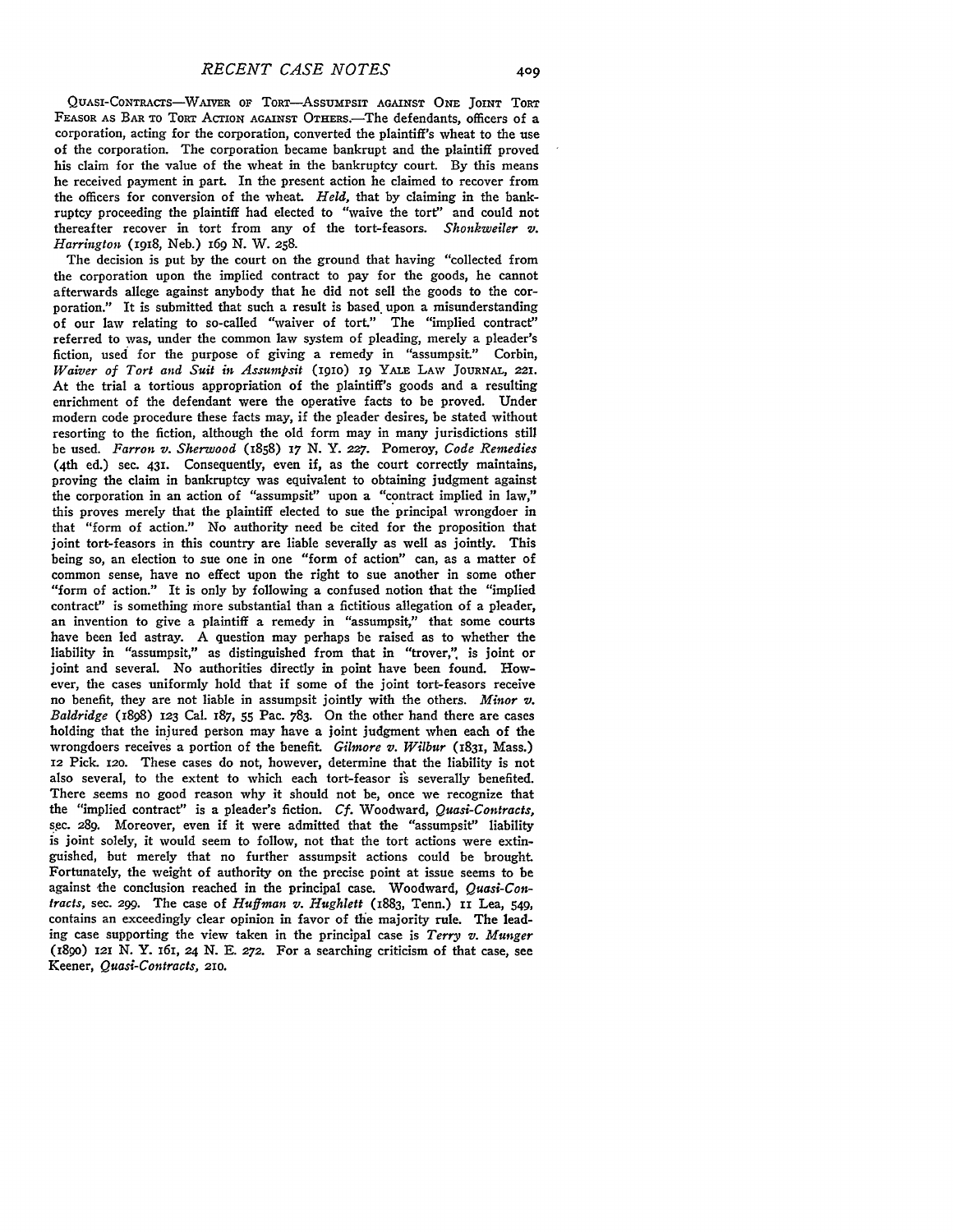QUASI-CONTRACTS—WAIVER OF TORT—ASSUMPSIT AGAINST ONE JOINT TORT FEASOR AS BAR TO TORT ACTION AGAINST OTHERS.—The defendants, officers of a corporation, acting for the corporation, converted the plaintiff's wheat to the use of the corporation. The corporation became bankrupt and the plaintiff proved his claim for the value of the wheat in the bankruptcy court. By this means he received payment in part. In the present action he claimed to recover from the officers for conversion of the wheat. *Held*, that by claiming in the bankruptcy proceeding the plaintiff had elected to "waive the tort" and could not thereafter recover in tort from any of the tort-feasors. *Shonkweiler v. Harrington* (1918, Neb.) 169 N. W. 258.

The decision is put by the court on the ground that having "collected from the corporation upon the implied contract to pay for the goods, he cannot afterwards allege against anybody that he did not sell the goods to the corporation." It is submitted that such a result is based upon a misunderstanding of our law relating to so-called "waiver of tort." The "implied contract" referred to was, under the common law system of pleading, merely a pleader's fiction, used for the purpose of giving a remedy in "assumpsit." Corbin, *Waiver of Tort and Suit in Assumpsit* (1910) 19 YALE LAW JOURNAL, 221. At the trial a tortious appropriation of the plaintiff's goods and a resulting enrichment of the defendant were the operative facts to be proved. Under modern code procedure these facts may, if the pleader desires, be stated without resorting to the fiction, although the old form may in many jurisdictions still be used. *Farron v. Sherwood* (1858) 17 N. Y. 227. Pomeroy, *Code Remedies* (4th ed.) sec. 431. Consequently, even if, as the court correctly maintains, proving the claim in bankruptcy was equivalent to obtaining judgment against the corporation in an action of "assumpsit" upon a "contract implied in law," this proves merely that the plaintiff elected to sue the principal wrongdoer in that "form of action." No authority need be cited for the proposition that joint tort-feasors in this country are liable severally as well as jointly. This being so, an election to sue one in one "form of action" can, as a matter of common sense, have no effect upon the right to sue another in some other "form of action." It is only by following a confused notion that the "implied contract" is something more substantial than a fictitious allegation of a pleader, an invention to give a plaintiff a remedy in "assumpsit," that some courts have been led astray. A question may perhaps be raised as to whether the liability in "assumpsit," as distinguished from that in "trover," is joint or joint and several. No authorities directly in point have been found. However, the cases uniformly hold that if some of the joint tort-feasors receive no benefit, they are not liable in assumpsit jointly with the others. *Minor v. Baldridge* (1898) 123 Cal. 187, 55 Pac. 783. On the other hand there are cases holding that the injured person may have a joint judgment when each of the wrongdoers receives a portion of the benefit. *Gilmore v. Wilbur* (1831, Mass.) 12 Pick. 120. These cases do not, however, determine that the liability is not also several, to the extent to which each tort-feasor is severally benefited. There seems no good reason why it should not be, once we recognize that the "implied contract" is a pleader's fiction. *Cf.* Woodward, *Quasi-Contracts*, sec. 289. Moreover, even if it were admitted that the "assumpsit" liability is joint solely, it would seem to follow, not that the tort actions were extinguished, but merely that no further assumpsit actions could be brought. Fortunately, the weight of authority on the precise point at issue seems to be against the conclusion reached in the principal case. Woodward, *Quasi-Contracts*, sec. 299. The case of *Huffman v. Hughlett* (1883, Tenn.) 11 Lea, 549, contains an exceedingly clear opinion in favor of the majority rule. The leading case supporting the view taken in the principal case is *Terry v. Munger* (1890) 121 N. Y. 161, 24 N. E. 272. For a searching criticism of that case, see Keener, *Quasi-Contracts*, 210.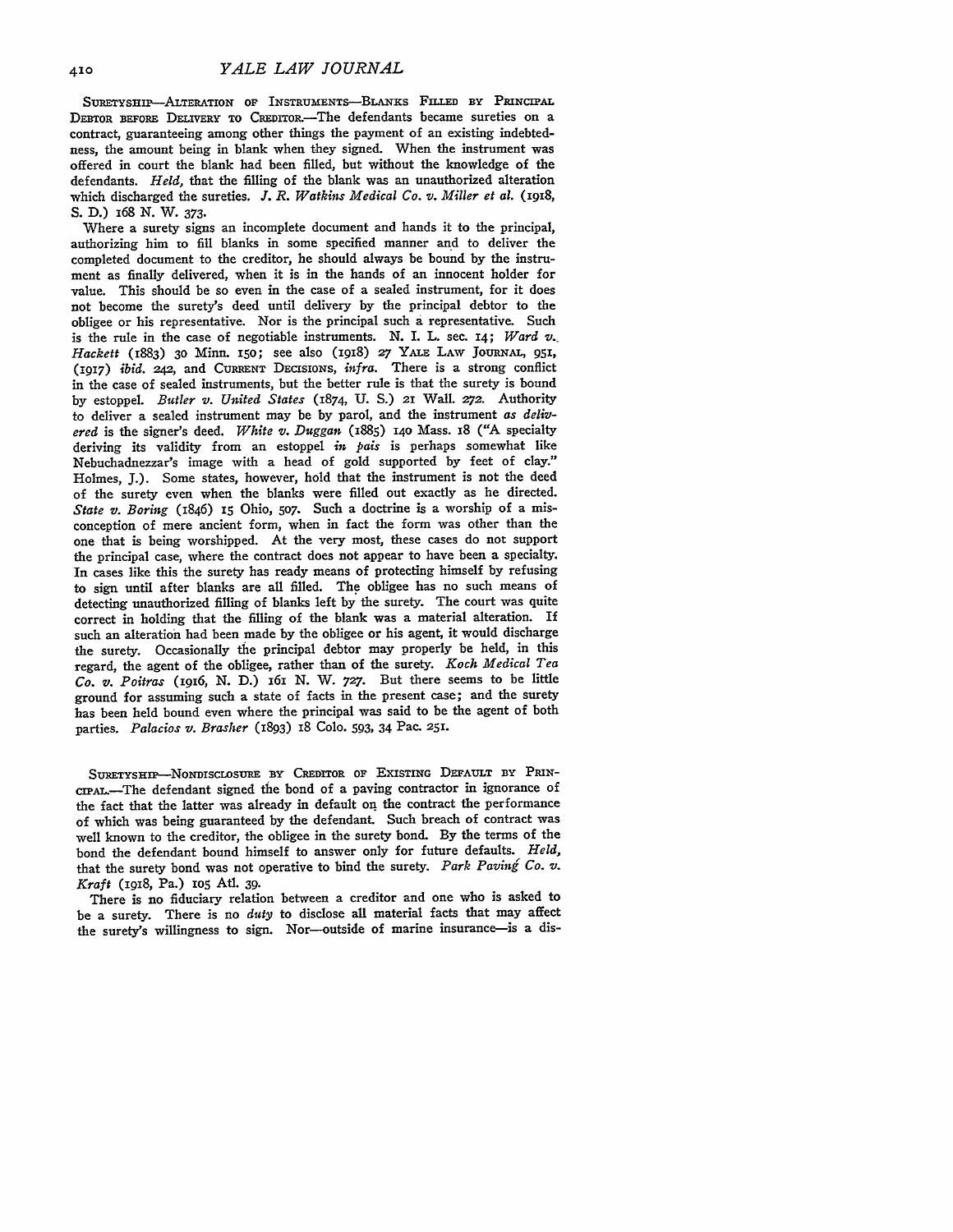SURETYSHIP—ALTERATION OF INSTRUMENTS—BLANKS FILLED BY PRINCIPAL DEBTOR BEFORE DELIVERY TO CREDITOR.—The defendants became sureties on a contract, guaranteeing among other things the payment of an existing indebtedness, the amount being in blank when they signed. When the instrument was offered in court the blank had been filled, but without the knowledge of the defendants. *Held,* that the filling of the blank was an unauthorized alteration which discharged the sureties. *J. R. Watkins Medical Co. v. Miller et al.* (1918, S. D.) 168 N. W. 373.

Where a surety signs an incomplete document and hands it to the principal, authorizing him to fill blanks in some specified manner and to deliver the completed document to the creditor, he should always be bound by the instrument as finally delivered, when it is in the hands of an innocent holder for value. This should be so even in the case of a sealed instrument, for it does not become the surety's deed until delivery by the principal debtor to the obligee or his representative. Nor is the principal such a representative. Such is the rule in the case of negotiable instruments. N. I. L. sec. 14; *Ward v. Hackett* (1883) 30 Minn. 150; see also (1918) 27 YALE LAW JOURNAL, 951, (1917) *ibid.* 242, and CURRENT DECISIONS, *infra.* There is a strong conflict in the case of sealed instruments, but the better rule is that the surety is bound by estoppel. *Butler v. United States* (1874, U. S.) 21 Wall. 272. Authority to deliver a sealed instrument may be by parol, and the instrument *as delivered* is the signer's deed. *White v. Duggan* (1885) 140 Mass. 18 ("A specialty deriving its validity from an estoppel *in pais* is perhaps somewhat like Nebuchadnezzar's image with a head of gold supported by feet of clay." Holmes, J.). Some states, however, hold that the instrument is not the deed of the surety even when the blanks were filled out exactly as he directed. *State v. Boring* (1846) 15 Ohio, 507. Such a doctrine is a worship of a misconception of mere ancient form, when in fact the form was other than the one that is being worshipped. At the very most, these cases do not support the principal case, where the contract does not appear to have been a specialty. In cases like this the surety has ready means of protecting himself by refusing to sign until after blanks are all filled. The obligee has no such means of detecting unauthorized filling of blanks left by the surety. The court was quite correct in holding that the filling of the blank was a material alteration. If such an alteration had been made by the obligee or his agent, it would discharge the surety. Occasionally the principal debtor may properly be held, in this regard, the agent of the obligee, rather than of the surety. *Koch Medical Tea Co. v. Poitras* (1916, N. D.) 161 N. W. 727. But there seems to be little ground for assuming such a state of facts in the present case; and the surety has been held bound even where the principal was said to be the agent of both parties. *Palacios v. Brasher* (1893) 18 Colo. 593, 34 Pac. 251.

SURETYSHIP—NONDISCLOSURE BY CREDITOR OF EXISTING DEFAULT BY PRINCIPAL.—The defendant signed the bond of a paving contractor in ignorance of the fact that the latter was already in default on the contract the performance of which was being guaranteed by the defendant. Such breach of contract was well known to the creditor, the obligee in the surety bond. By the terms of the bond the defendant bound himself to answer only for future defaults. *Held,* that the surety bond was not operative to bind the surety. *Park Paving Co. v. Kraft* (1918, Pa.) 105 Atl. 39.

There is no fiduciary relation between a creditor and one who is asked to be a surety. There is no *duty* to disclose all material facts that may affect the surety's willingness to sign. Nor—outside of marine insurance—is a dis-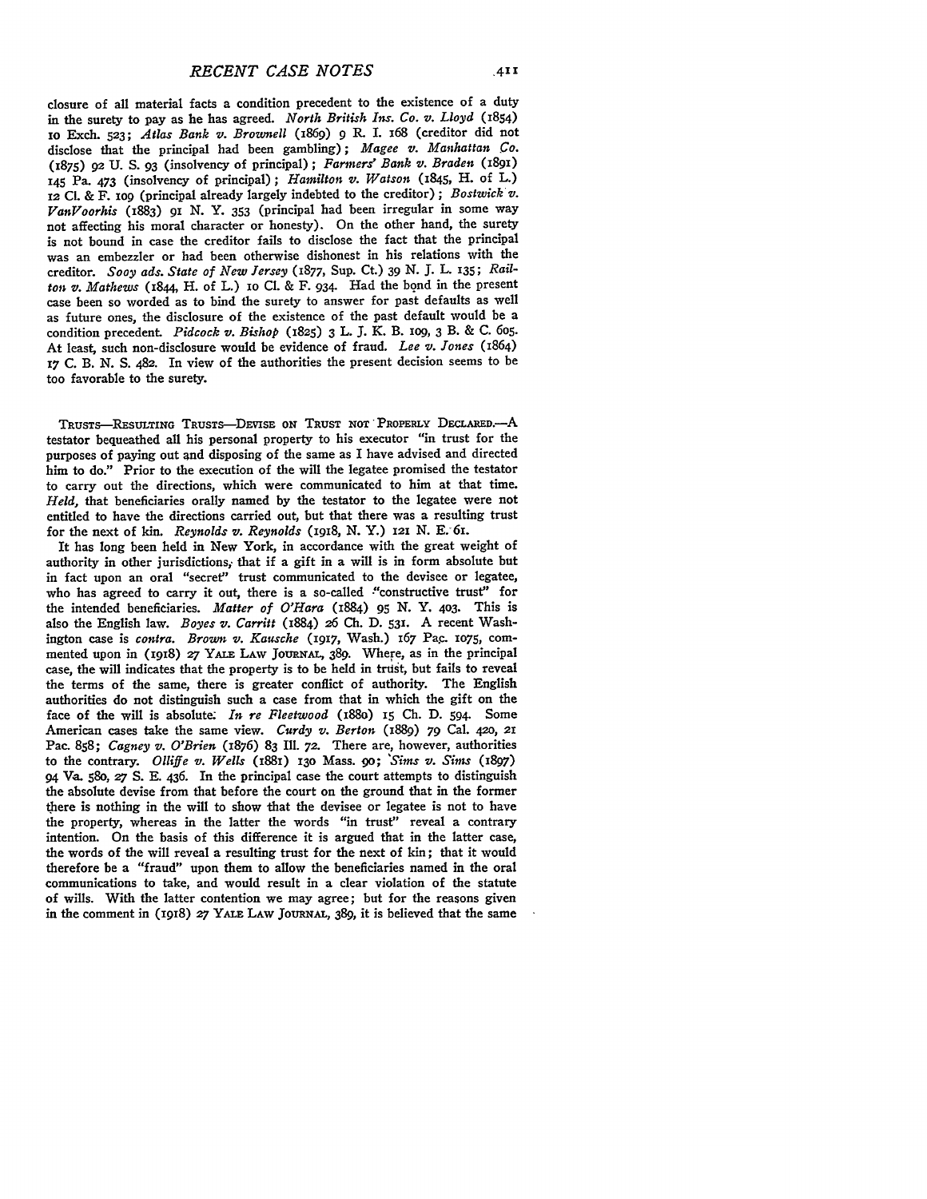closure of all material facts a condition precedent to the existence of a duty in the surety to pay as he has agreed. *North British Ins. Co. v. Lloyd* (1854) 10 Exch. 523; *Atlas Bank v. Brownell* (1869) 9 R. I. 168 (creditor did not disclose that the principal had been gambling); *Magee v. Manhattan Co.* (1875) 92 U. S. 93 (insolvency of principal); *Farmers' Bank v. Braden* (1891) 145 Pa. 473 (insolvency of principal); *Hamilton v. Watson* (1845, H. of L.) 12 Cl. & F. 109 (principal already largely indebted to the creditor); *Bostwick v. VanVoorhis* (1883) 91 N. Y. 353 (principal had been irregular in some way not affecting his moral character or honesty). On the other hand, the surety is not bound in case the creditor fails to disclose the fact that the principal was an embezzler or had been otherwise dishonest in his relations with the creditor. *Sooy ads. State of New Jersey* (1877, Sup. Ct.) 39 N. J. L. 135; *Railton v. Mathews* (1844, H. of L.) 10 Cl. & F. 934. Had the bond in the present case been so worded as to bind the surety to answer for past defaults as well as future ones, the disclosure of the existence of the past default would be a condition precedent. *Pidcock v. Bishop* (1825) 3 L. J. K. B. 109, 3 B. & C. 605. At least, such non-disclosure would be evidence of fraud. *Lee v. Jones* (1864) 17 C. B. N. S. 482. In view of the authorities the present decision seems to be too favorable to the surety.

TRUSTS—RESULTING TRUSTS—DEVISE ON TRUST NOT PROPERLY DECLARED.—A testator bequeathed all his personal property to his executor "in trust for the purposes of paying out and disposing of the same as I have advised and directed him to do." Prior to the execution of the will the legatee promised the testator to carry out the directions, which were communicated to him at that time. *Held*, that beneficiaries orally named by the testator to the legatee were not entitled to have the directions carried out, but that there was a resulting trust for the next of kin. *Reynolds v. Reynolds* (1918, N. Y.) 121 N. E. 61.

It has long been held in New York, in accordance with the great weight of authority in other jurisdictions, that if a gift in a will is in form absolute but in fact upon an oral "secret" trust communicated to the devisee or legatee, who has agreed to carry it out, there is a so-called "constructive trust" for the intended beneficiaries. *Matter of O'Hara* (1884) 95 N. Y. 403. This is also the English law. *Boyes v. Carritt* (1884) 26 Ch. D. 531. A recent Washington case is *contra*. *Brown v. Kausche* (1917, Wash.) 167 Pac. 1075, commented upon in (1918) 27 YALE LAW JOURNAL, 389. Where, as in the principal case, the will indicates that the property is to be held in trust, but fails to reveal the terms of the same, there is greater conflict of authority. The English authorities do not distinguish such a case from that in which the gift on the face of the will is absolute. *In re Fleetwood* (1880) 15 Ch. D. 594. Some American cases take the same view. *Curdy v. Berton* (1889) 79 Cal. 420, 21 Pac. 858; *Cagney v. O'Brien* (1876) 83 Ill. 72. There are, however, authorities to the contrary. *Olliffe v. Wells* (1881) 130 Mass. 90; *Sims v. Sims* (1897) 94 Va. 580, 27 S. E. 436. In the principal case the court attempts to distinguish the absolute devise from that before the court on the ground that in the former there is nothing in the will to show that the devisee or legatee is not to have the property, whereas in the latter the words "in trust" reveal a contrary intention. On the basis of this difference it is argued that in the latter case, the words of the will reveal a resulting trust for the next of kin; that it would therefore be a "fraud" upon them to allow the beneficiaries named in the oral communications to take, and would result in a clear violation of the statute of wills. With the latter contention we may agree; but for the reasons given in the comment in (1918) 27 YALE LAW JOURNAL, 389, it is believed that the same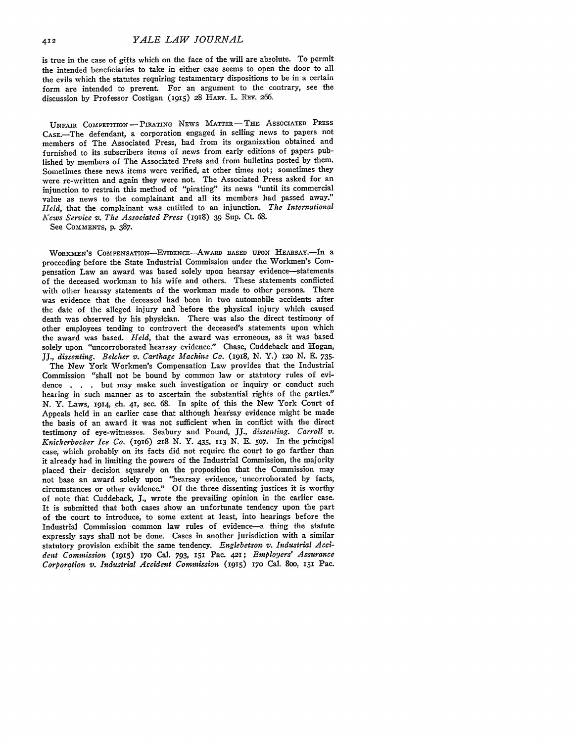is true in the case of gifts which on the face of the will are absolute. To permit the intended beneficiaries to take in either case seems to open the door to all the evils which the statutes requiring testamentary dispositions to be in a certain form are intended to prevent. For an argument to the contrary, see the discussion by Professor Costigan (1915) 28 Harv. L. Rev. 266.

Unfair Competition—Pirating News Matter—The Associated Press Case.—The defendant, a corporation engaged in selling news to papers not members of The Associated Press, had from its organization obtained and furnished to its subscribers items of news from early editions of papers published by members of The Associated Press and from bulletins posted by them. Sometimes these news items were verified, at other times not; sometimes they were re-written and again they were not. The Associated Press asked for an injunction to restrain this method of "pirating" its news "until its commercial value as news to the complainant and all its members had passed away." *Held,* that the complainant was entitled to an injunction. *The International News Service v. The Associated Press* (1918) 39 Sup. Ct. 68.

See Comments, p. 387.

Workmen's Compensation—Evidence—Award based upon Hearsay.—In a proceeding before the State Industrial Commission under the Workmen's Compensation Law an award was based solely upon hearsay evidence—statements of the deceased workman to his wife and others. These statements conflicted with other hearsay statements of the workman made to other persons. There was evidence that the deceased had been in two automobile accidents after the date of the alleged injury and before the physical injury which caused death was observed by his physician. There was also the direct testimony of other employees tending to controvert the deceased's statements upon which the award was based. *Held,* that the award was erroneous, as it was based solely upon "uncorroborated hearsay evidence." Chase, Cuddeback and Hogan, JJ., *dissenting. Belcher v. Carthage Machine Co.* (1918, N. Y.) 120 N. E. 735.

The New York Workmen's Compensation Law provides that the Industrial Commission "shall not be bound by common law or statutory rules of evidence . . . but may make such investigation or inquiry or conduct such hearing in such manner as to ascertain the substantial rights of the parties." N. Y. Laws, 1914, ch. 41, sec. 68. In spite of this the New York Court of Appeals held in an earlier case that although hearsay evidence might be made the basis of an award it was not sufficient when in conflict with the direct testimony of eye-witnesses. Seabury and Pound, JJ., *dissenting. Carroll v. Knickerbocker Ice Co.* (1916) 218 N. Y. 435, 113 N. E. 507. In the principal case, which probably on its facts did not require the court to go farther than it already had in limiting the powers of the Industrial Commission, the majority placed their decision squarely on the proposition that the Commission may not base an award solely upon "hearsay evidence, uncorroborated by facts, circumstances or other evidence." Of the three dissenting justices it is worthy of note that Cuddeback, J., wrote the prevailing opinion in the earlier case. It is submitted that both cases show an unfortunate tendency upon the part of the court to introduce, to some extent at least, into hearings before the Industrial Commission common law rules of evidence—a thing the statute expressly says shall not be done. Cases in another jurisdiction with a similar statutory provision exhibit the same tendency. *Englebetson v. Industrial Accident Commission* (1915) 170 Cal. 793, 151 Pac. 421; *Employers' Assurance Corporation v. Industrial Accident Commission* (1915) 170 Cal. 800, 151 Pac.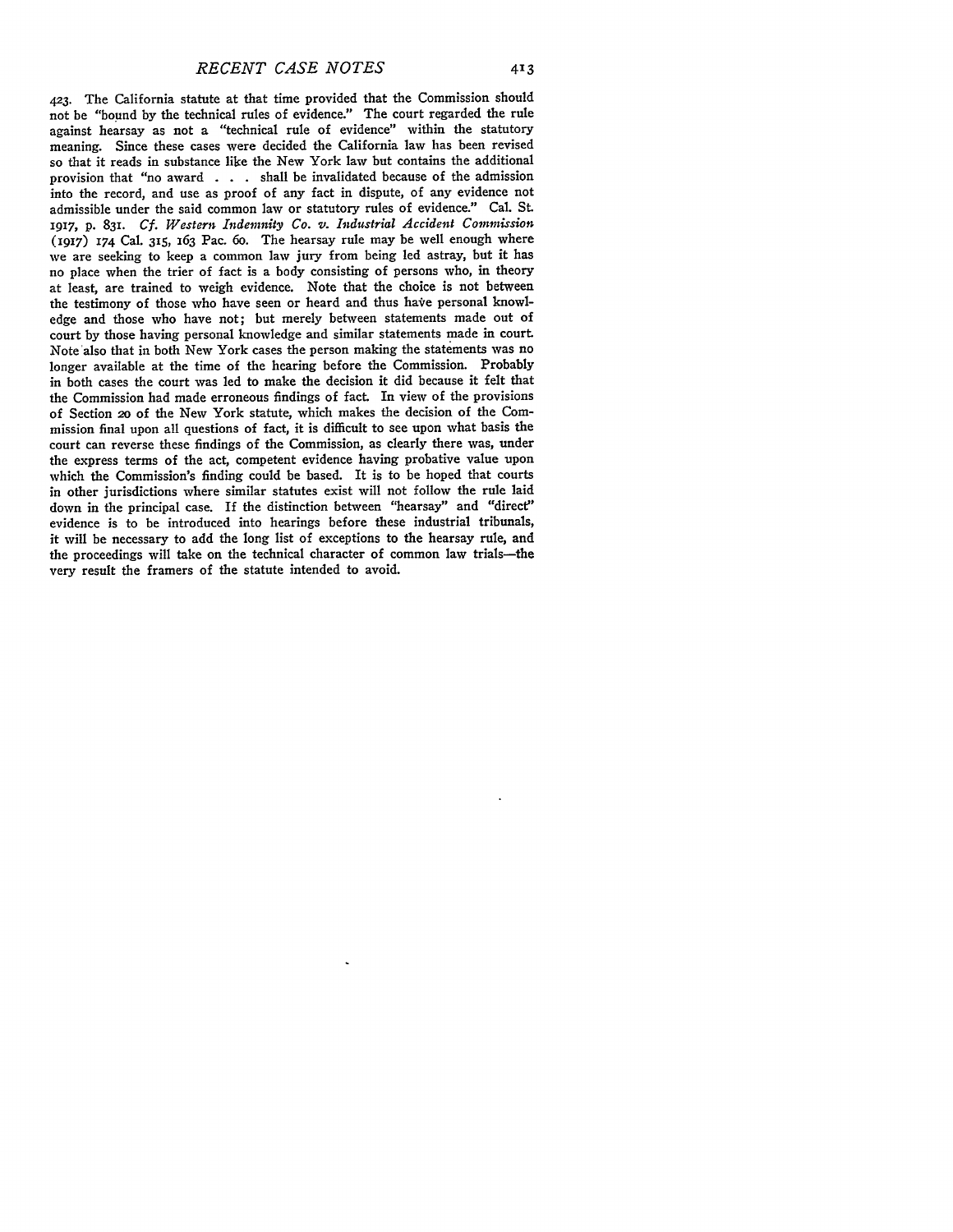423. The California statute at that time provided that the Commission should not be "bound by the technical rules of evidence." The court regarded the rule against hearsay as not a "technical rule of evidence" within the statutory meaning. Since these cases were decided the California law has been revised so that it reads in substance like the New York law but contains the additional provision that "no award . . . shall be invalidated because of the admission into the record, and use as proof of any fact in dispute, of any evidence not admissible under the said common law or statutory rules of evidence." Cal. St. 1917, p. 831. *Cf. Western Indemnity Co. v. Industrial Accident Commission* (1917) 174 Cal. 315, 163 Pac. 60. The hearsay rule may be well enough where we are seeking to keep a common law jury from being led astray, but it has no place when the trier of fact is a body consisting of persons who, in theory at least, are trained to weigh evidence. Note that the choice is not between the testimony of those who have seen or heard and thus have personal knowledge and those who have not; but merely between statements made out of court by those having personal knowledge and similar statements made in court. Note also that in both New York cases the person making the statements was no longer available at the time of the hearing before the Commission. Probably in both cases the court was led to make the decision it did because it felt that the Commission had made erroneous findings of fact. In view of the provisions of Section 20 of the New York statute, which makes the decision of the Commission final upon all questions of fact, it is difficult to see upon what basis the court can reverse these findings of the Commission, as clearly there was, under the express terms of the act, competent evidence having probative value upon which the Commission's finding could be based. It is to be hoped that courts in other jurisdictions where similar statutes exist will not follow the rule laid down in the principal case. If the distinction between "hearsay" and "direct" evidence is to be introduced into hearings before these industrial tribunals, it will be necessary to add the long list of exceptions to the hearsay rule, and the proceedings will take on the technical character of common law trials—the very result the framers of the statute intended to avoid.